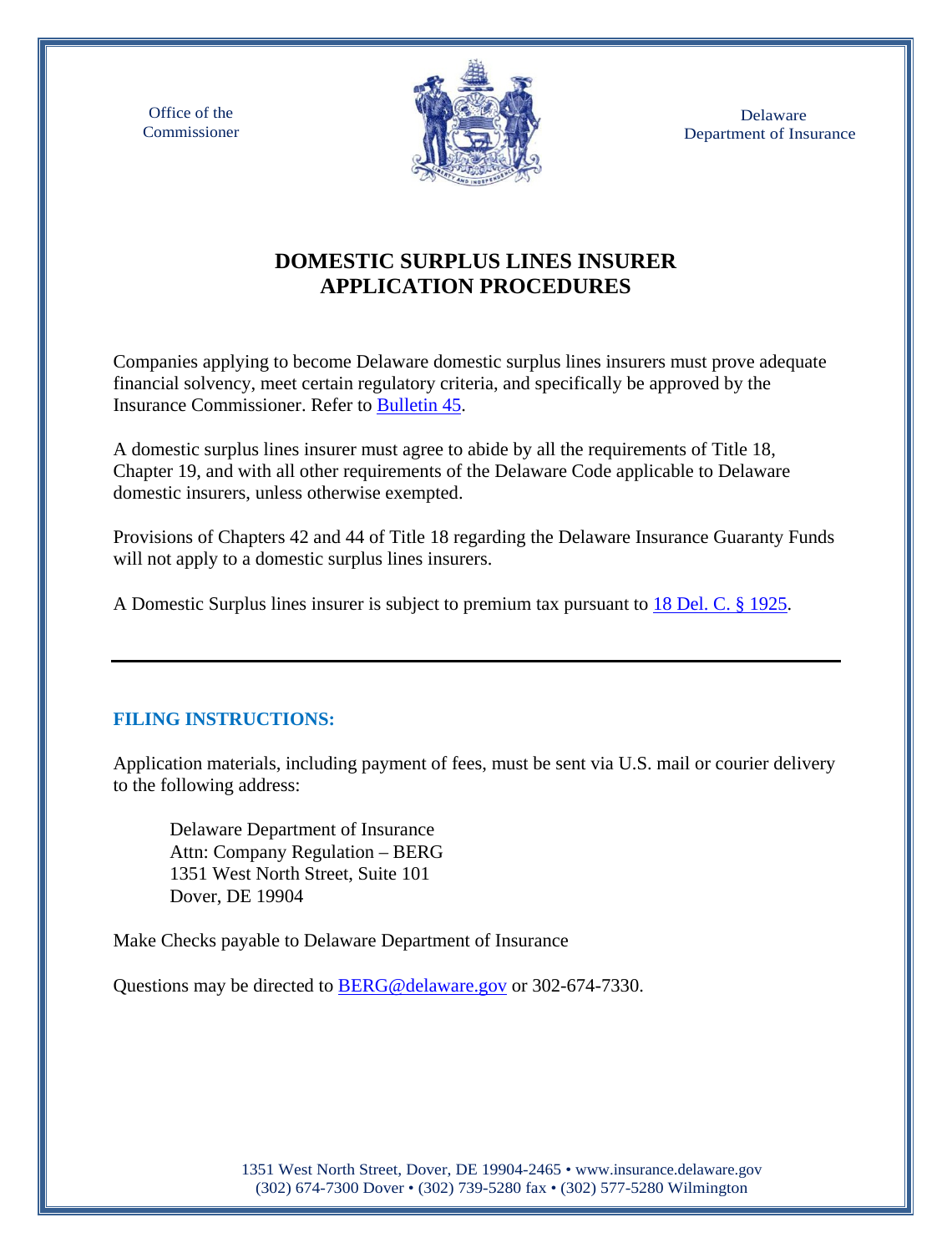Office of the Commissioner

Delaware Department of Insurance

# DOMESTIC SURPLUS LINES INSURER APPLICATION PROCEDURES

Companies applying to become Delaware domestic surplus lines insurers must prove adequate financial solvency, meet certain regulatory criteria, and specifically be approved by the Insurance Commissioner. Refer to Bulletin 45.

A domestic surplus lines insurer must agree to abide by all the requirements of Title 18, Chapter 19, and with all other requirements of the Delaware Code applicable to Delaware domestic insurers, unless otherwise exempted.

Provisions of Chapters 42 and 44 of Title 18 regarding the Delaware Insurance Guaranty Funds will not apply to a domestic surplus lines insurers.

A Domestic Surplus lines insurer is subject to premium tax pursuant to 18 Del. C. § 1925.

---

## FILING INSTRUCTIONS:

Application materials, including payment of fees, must be sent via U.S. mail or courier delivery to the following address:

Delaware Department of Insurance
Attn: Company Regulation – BERG
1351 West North Street, Suite 101
Dover, DE 19904

Make Checks payable to Delaware Department of Insurance

Questions may be directed to BERG@delaware.gov or 302-674-7330.

1351 West North Street, Dover, DE 19904-2465 • www.insurance.delaware.gov
(302) 674-7300 Dover • (302) 739-5280 fax • (302) 577-5280 Wilmington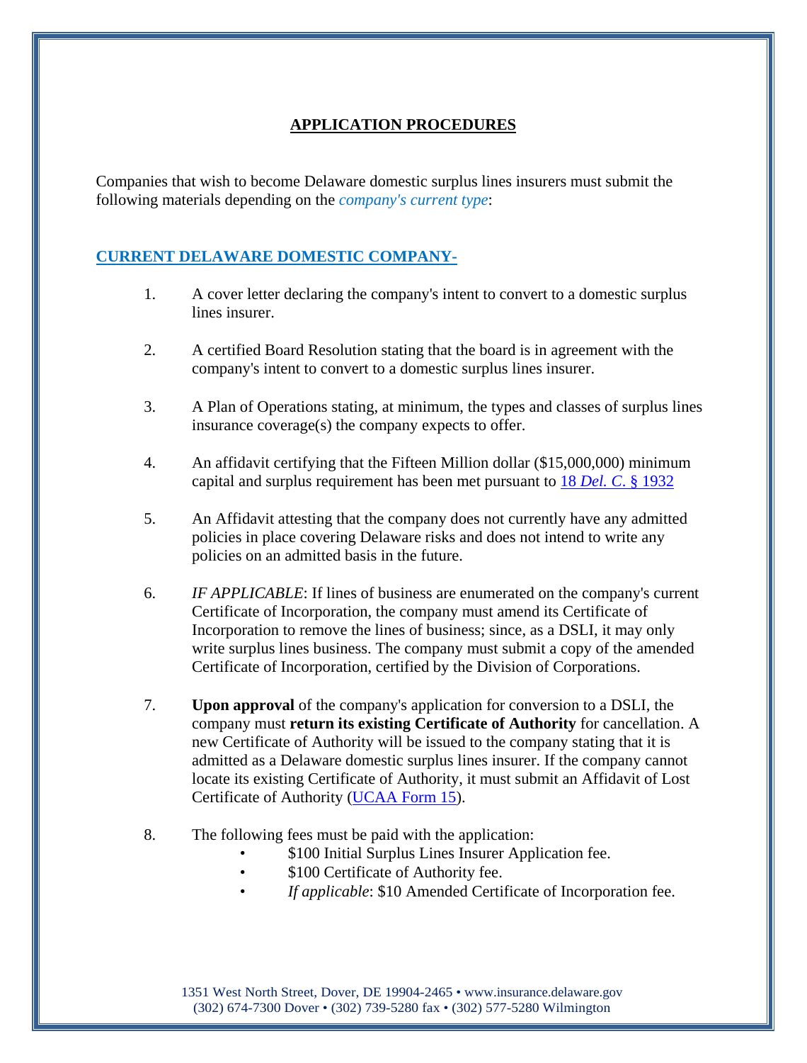## APPLICATION PROCEDURES

Companies that wish to become Delaware domestic surplus lines insurers must submit the following materials depending on the *company's current type*:

### CURRENT DELAWARE DOMESTIC COMPANY-

1. A cover letter declaring the company's intent to convert to a domestic surplus lines insurer.

2. A certified Board Resolution stating that the board is in agreement with the company's intent to convert to a domestic surplus lines insurer.

3. A Plan of Operations stating, at minimum, the types and classes of surplus lines insurance coverage(s) the company expects to offer.

4. An affidavit certifying that the Fifteen Million dollar ($15,000,000) minimum capital and surplus requirement has been met pursuant to 18 *Del. C.* § 1932

5. An Affidavit attesting that the company does not currently have any admitted policies in place covering Delaware risks and does not intend to write any policies on an admitted basis in the future.

6. *IF APPLICABLE*: If lines of business are enumerated on the company's current Certificate of Incorporation, the company must amend its Certificate of Incorporation to remove the lines of business; since, as a DSLI, it may only write surplus lines business. The company must submit a copy of the amended Certificate of Incorporation, certified by the Division of Corporations.

7. **Upon approval** of the company's application for conversion to a DSLI, the company must **return its existing Certificate of Authority** for cancellation. A new Certificate of Authority will be issued to the company stating that it is admitted as a Delaware domestic surplus lines insurer. If the company cannot locate its existing Certificate of Authority, it must submit an Affidavit of Lost Certificate of Authority (UCAA Form 15).

8. The following fees must be paid with the application:
   - $100 Initial Surplus Lines Insurer Application fee.
   - $100 Certificate of Authority fee.
   - *If applicable*: $10 Amended Certificate of Incorporation fee.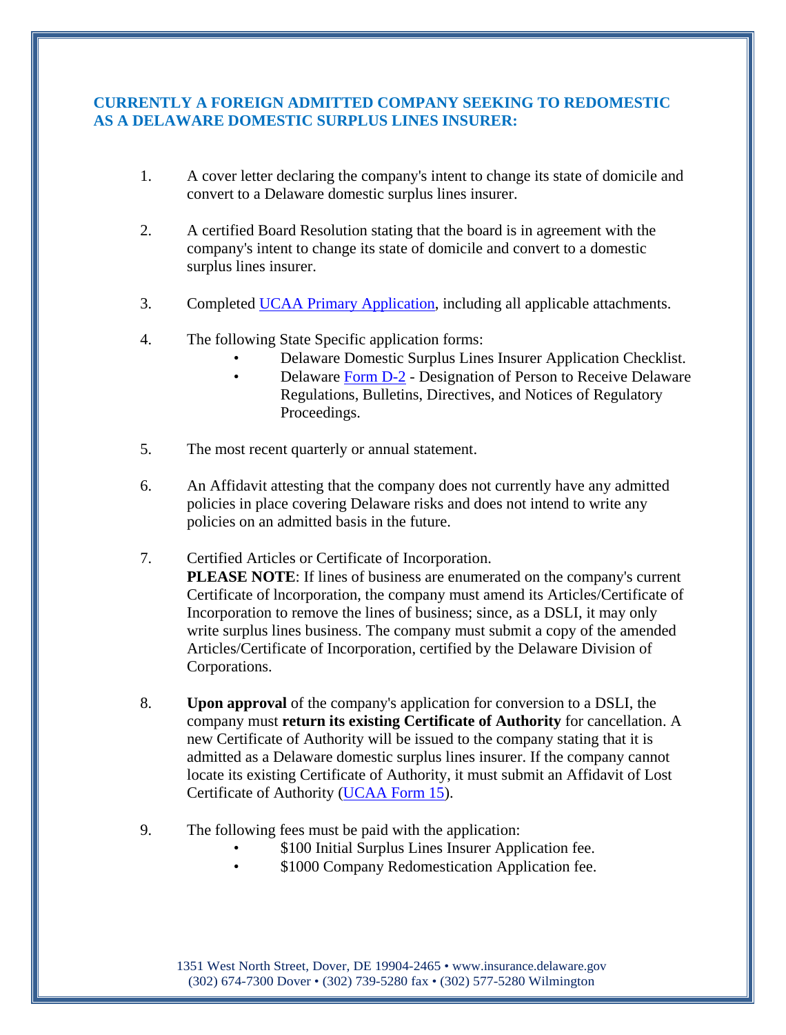## CURRENTLY A FOREIGN ADMITTED COMPANY SEEKING TO REDOMESTIC AS A DELAWARE DOMESTIC SURPLUS LINES INSURER:

1. A cover letter declaring the company's intent to change its state of domicile and convert to a Delaware domestic surplus lines insurer.

2. A certified Board Resolution stating that the board is in agreement with the company's intent to change its state of domicile and convert to a domestic surplus lines insurer.

3. Completed UCAA Primary Application, including all applicable attachments.

4. The following State Specific application forms:
   - Delaware Domestic Surplus Lines Insurer Application Checklist.
   - Delaware Form D-2 - Designation of Person to Receive Delaware Regulations, Bulletins, Directives, and Notices of Regulatory Proceedings.

5. The most recent quarterly or annual statement.

6. An Affidavit attesting that the company does not currently have any admitted policies in place covering Delaware risks and does not intend to write any policies on an admitted basis in the future.

7. Certified Articles or Certificate of Incorporation.
   **PLEASE NOTE**: If lines of business are enumerated on the company's current Certificate of lncorporation, the company must amend its Articles/Certificate of Incorporation to remove the lines of business; since, as a DSLI, it may only write surplus lines business. The company must submit a copy of the amended Articles/Certificate of Incorporation, certified by the Delaware Division of Corporations.

8. **Upon approval** of the company's application for conversion to a DSLI, the company must **return its existing Certificate of Authority** for cancellation. A new Certificate of Authority will be issued to the company stating that it is admitted as a Delaware domestic surplus lines insurer. If the company cannot locate its existing Certificate of Authority, it must submit an Affidavit of Lost Certificate of Authority (UCAA Form 15).

9. The following fees must be paid with the application:
   - $100 Initial Surplus Lines Insurer Application fee.
   - $1000 Company Redomestication Application fee.

1351 West North Street, Dover, DE 19904-2465 • www.insurance.delaware.gov
(302) 674-7300 Dover • (302) 739-5280 fax • (302) 577-5280 Wilmington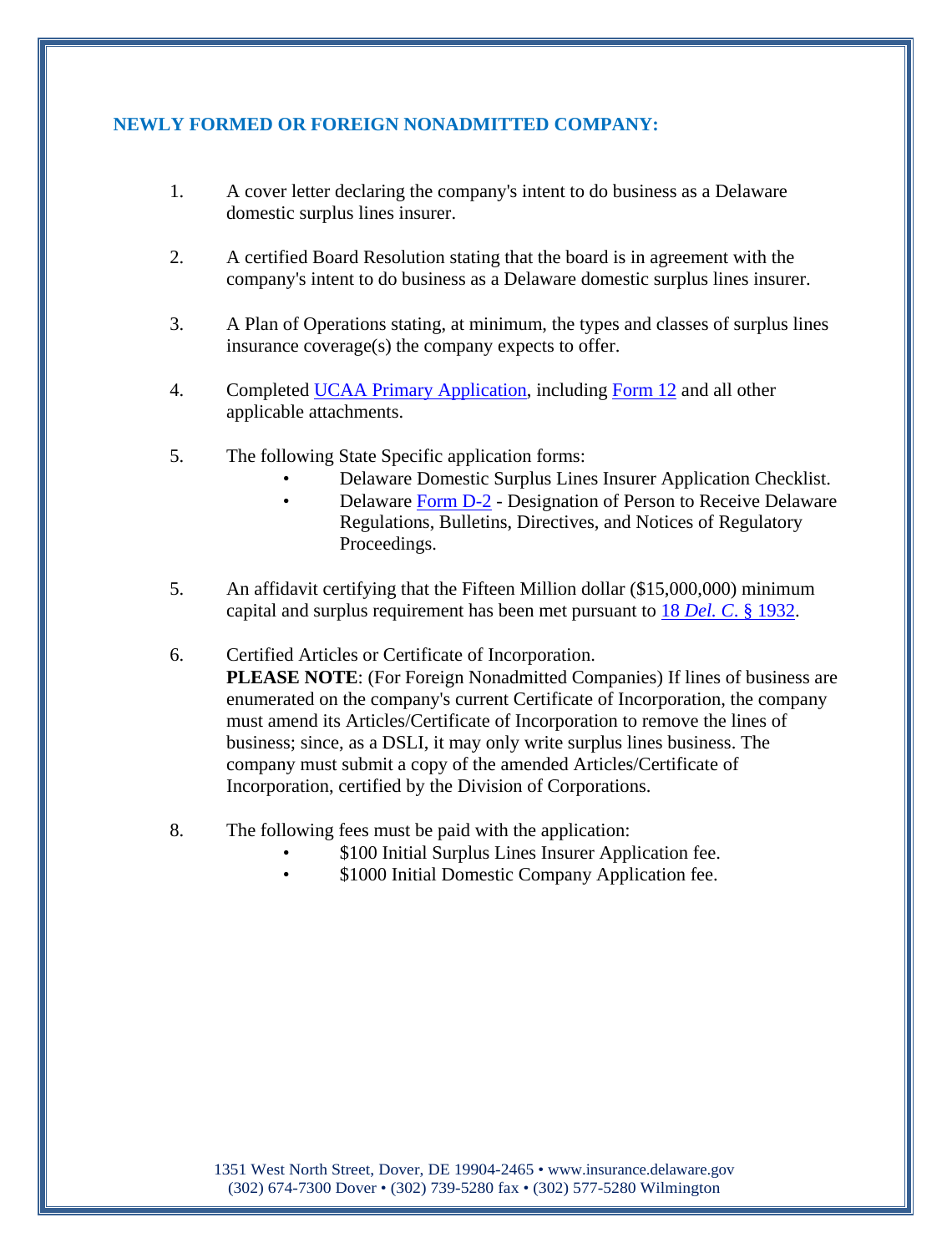### NEWLY FORMED OR FOREIGN NONADMITTED COMPANY:

1. A cover letter declaring the company's intent to do business as a Delaware domestic surplus lines insurer.

2. A certified Board Resolution stating that the board is in agreement with the company's intent to do business as a Delaware domestic surplus lines insurer.

3. A Plan of Operations stating, at minimum, the types and classes of surplus lines insurance coverage(s) the company expects to offer.

4. Completed UCAA Primary Application, including Form 12 and all other applicable attachments.

5. The following State Specific application forms:
   - Delaware Domestic Surplus Lines Insurer Application Checklist.
   - Delaware Form D-2 - Designation of Person to Receive Delaware Regulations, Bulletins, Directives, and Notices of Regulatory Proceedings.

5. An affidavit certifying that the Fifteen Million dollar ($15,000,000) minimum capital and surplus requirement has been met pursuant to 18 *Del. C*. § 1932.

6. Certified Articles or Certificate of Incorporation.
   **PLEASE NOTE**: (For Foreign Nonadmitted Companies) If lines of business are enumerated on the company's current Certificate of Incorporation, the company must amend its Articles/Certificate of Incorporation to remove the lines of business; since, as a DSLI, it may only write surplus lines business. The company must submit a copy of the amended Articles/Certificate of Incorporation, certified by the Division of Corporations.

8. The following fees must be paid with the application:
   - $100 Initial Surplus Lines Insurer Application fee.
   - $1000 Initial Domestic Company Application fee.

1351 West North Street, Dover, DE 19904-2465 • www.insurance.delaware.gov
(302) 674-7300 Dover • (302) 739-5280 fax • (302) 577-5280 Wilmington